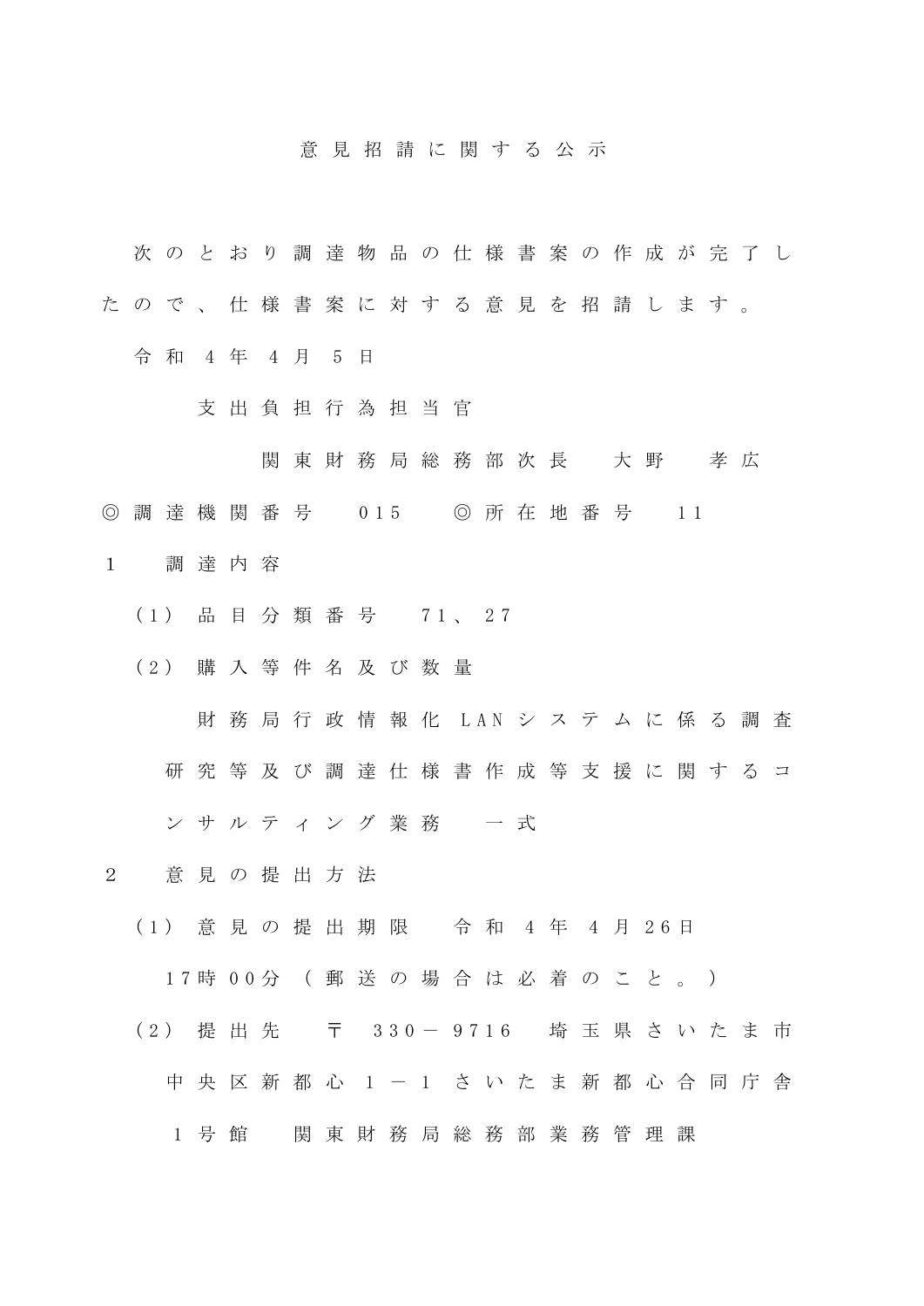# 意見招請に関する公示

次のとおり調達物品の仕様書案の作成が完了したので、仕様書案に対する意見を招請します。

令和４年４月５日

支出負担行為担当官

関東財務局総務部次長　大野　孝広

◎調達機関番号　015　◎所在地番号　11

１　調達内容

（1）品目分類番号　71、27

（2）購入等件名及び数量

財務局行政情報化LANシステムに係る調査研究等及び調達仕様書作成等支援に関するコンサルティング業務　一式

２　意見の提出方法

（1）意見の提出期限　令和４年４月26日17時00分（郵送の場合は必着のこと。）

（2）提出先　〒330－9716　埼玉県さいたま市中央区新都心１－１　さいたま新都心合同庁舎１号館　関東財務局総務部業務管理課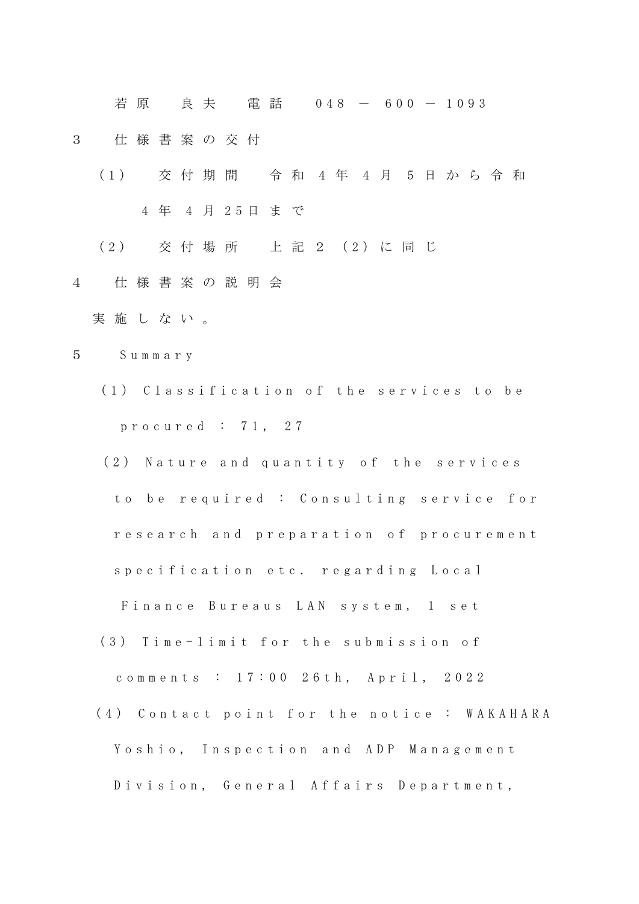若原　良夫　電話　048－600－1093

3　仕様書案の交付

（1）　交付期間　令和4年4月5日から令和4年4月25日まで

（2）　交付場所　上記2（2）に同じ

4　仕様書案の説明会

実施しない。

5　Summary

（1） Classification of the services to be procured : 71, 27

（2） Nature and quantity of the services to be required : Consulting service for research and preparation of procurement specification etc. regarding Local Finance Bureaus LAN system, 1 set

（3） Time-limit for the submission of comments : 17:00 26th, April, 2022

（4） Contact point for the notice : WAKAHARA Yoshio, Inspection and ADP Management Division, General Affairs Department,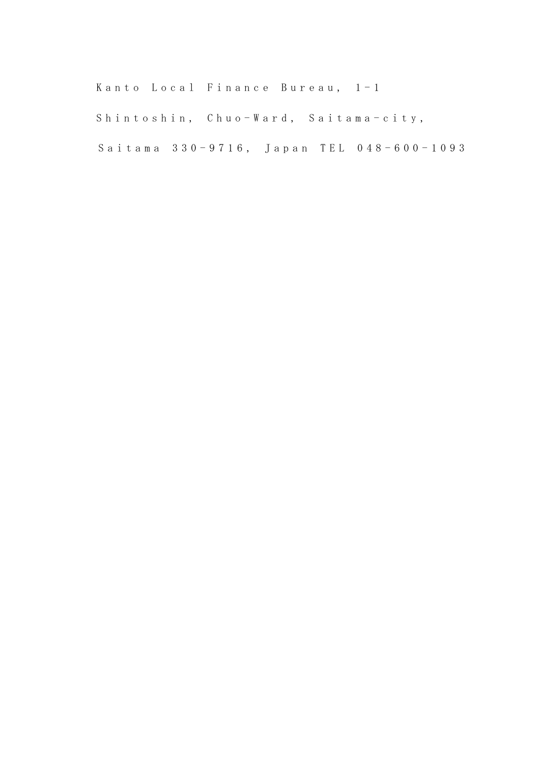Kanto Local Finance Bureau, 1-1

Shintoshin, Chuo-Ward, Saitama-city,

Saitama 330-9716, Japan TEL 048-600-1093